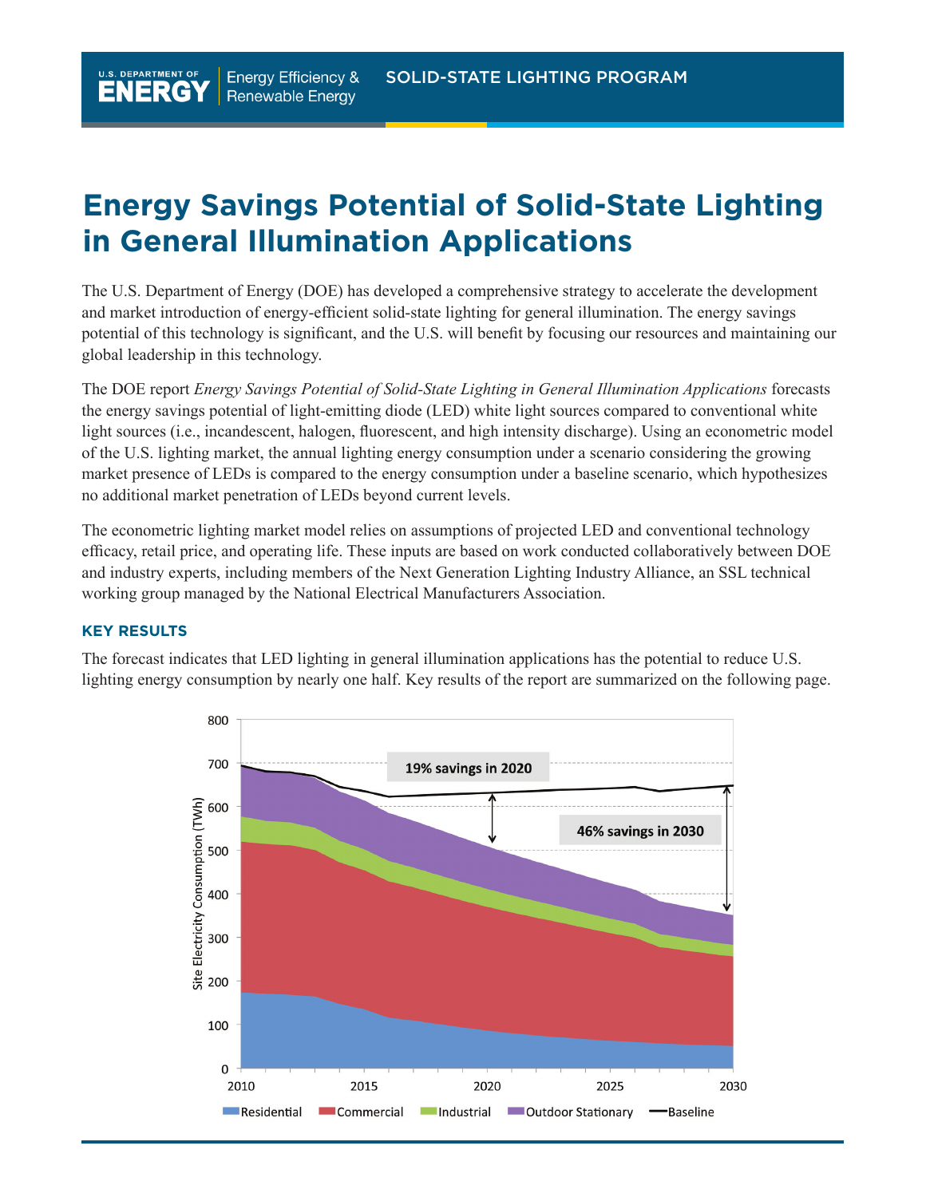U.S. DEPARTMENT OF ENERGY | Energy Efficiency & Renewable Energy

SOLID-STATE LIGHTING PROGRAM

# Energy Savings Potential of Solid-State Lighting in General Illumination Applications

The U.S. Department of Energy (DOE) has developed a comprehensive strategy to accelerate the development and market introduction of energy-efficient solid-state lighting for general illumination. The energy savings potential of this technology is significant, and the U.S. will benefit by focusing our resources and maintaining our global leadership in this technology.

The DOE report *Energy Savings Potential of Solid-State Lighting in General Illumination Applications* forecasts the energy savings potential of light-emitting diode (LED) white light sources compared to conventional white light sources (i.e., incandescent, halogen, fluorescent, and high intensity discharge). Using an econometric model of the U.S. lighting market, the annual lighting energy consumption under a scenario considering the growing market presence of LEDs is compared to the energy consumption under a baseline scenario, which hypothesizes no additional market penetration of LEDs beyond current levels.

The econometric lighting market model relies on assumptions of projected LED and conventional technology efficacy, retail price, and operating life. These inputs are based on work conducted collaboratively between DOE and industry experts, including members of the Next Generation Lighting Industry Alliance, an SSL technical working group managed by the National Electrical Manufacturers Association.

### KEY RESULTS

The forecast indicates that LED lighting in general illumination applications has the potential to reduce U.S. lighting energy consumption by nearly one half. Key results of the report are summarized on the following page.

19% savings in 2020

46% savings in 2030

Site Electricity Consumption (TWh)

0
100
200
300
400
500
600
700
800

2010
2015
2020
2025
2030

Residential
Commercial
Industrial
Outdoor Stationary
Baseline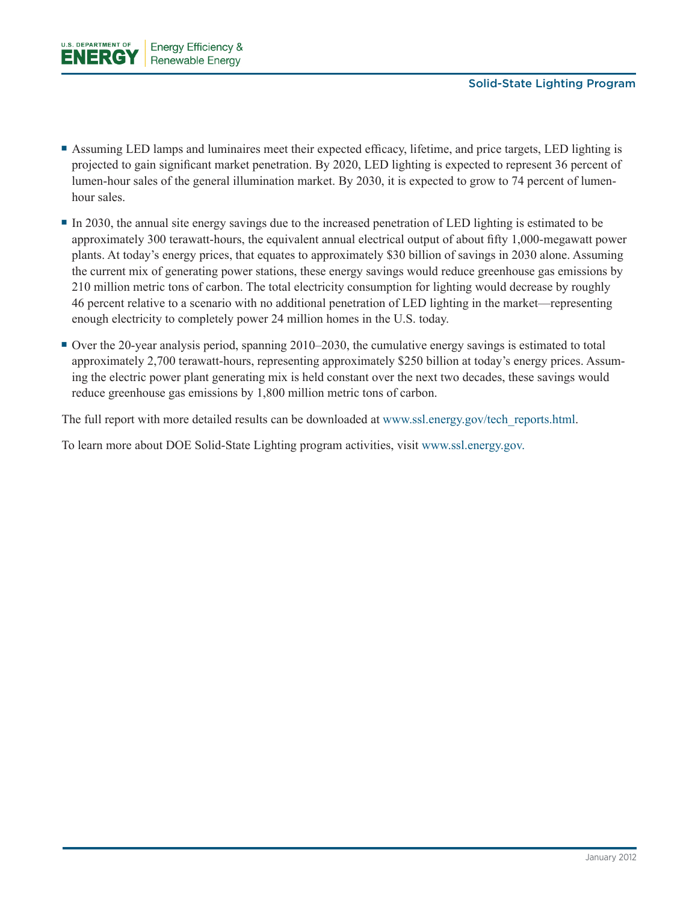- Assuming LED lamps and luminaires meet their expected efficacy, lifetime, and price targets, LED lighting is projected to gain significant market penetration. By 2020, LED lighting is expected to represent 36 percent of lumen-hour sales of the general illumination market. By 2030, it is expected to grow to 74 percent of lumen-hour sales.
- In 2030, the annual site energy savings due to the increased penetration of LED lighting is estimated to be approximately 300 terawatt-hours, the equivalent annual electrical output of about fifty 1,000-megawatt power plants. At today's energy prices, that equates to approximately $30 billion of savings in 2030 alone. Assuming the current mix of generating power stations, these energy savings would reduce greenhouse gas emissions by 210 million metric tons of carbon. The total electricity consumption for lighting would decrease by roughly 46 percent relative to a scenario with no additional penetration of LED lighting in the market—representing enough electricity to completely power 24 million homes in the U.S. today.
- Over the 20-year analysis period, spanning 2010–2030, the cumulative energy savings is estimated to total approximately 2,700 terawatt-hours, representing approximately $250 billion at today's energy prices. Assuming the electric power plant generating mix is held constant over the next two decades, these savings would reduce greenhouse gas emissions by 1,800 million metric tons of carbon.

The full report with more detailed results can be downloaded at www.ssl.energy.gov/tech_reports.html.

To learn more about DOE Solid-State Lighting program activities, visit www.ssl.energy.gov.